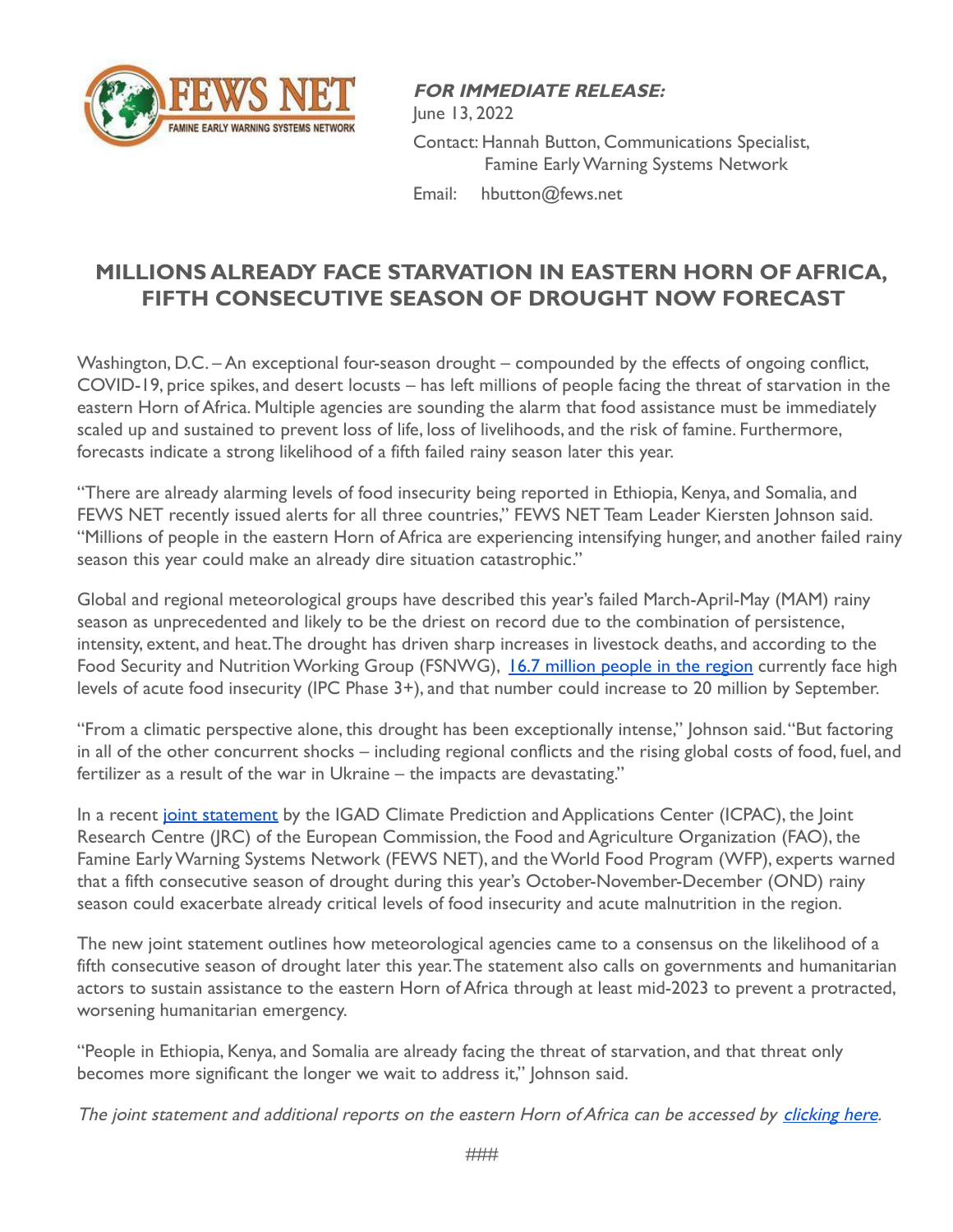**FEWS NET**
FAMINE EARLY WARNING SYSTEMS NETWORK

***FOR IMMEDIATE RELEASE:***
June 13, 2022
Contact: Hannah Button, Communications Specialist, Famine Early Warning Systems Network
Email: hbutton@fews.net

## MILLIONS ALREADY FACE STARVATION IN EASTERN HORN OF AFRICA, FIFTH CONSECUTIVE SEASON OF DROUGHT NOW FORECAST

Washington, D.C. – An exceptional four-season drought – compounded by the effects of ongoing conflict, COVID-19, price spikes, and desert locusts – has left millions of people facing the threat of starvation in the eastern Horn of Africa. Multiple agencies are sounding the alarm that food assistance must be immediately scaled up and sustained to prevent loss of life, loss of livelihoods, and the risk of famine. Furthermore, forecasts indicate a strong likelihood of a fifth failed rainy season later this year.

"There are already alarming levels of food insecurity being reported in Ethiopia, Kenya, and Somalia, and FEWS NET recently issued alerts for all three countries," FEWS NET Team Leader Kiersten Johnson said. "Millions of people in the eastern Horn of Africa are experiencing intensifying hunger, and another failed rainy season this year could make an already dire situation catastrophic."

Global and regional meteorological groups have described this year's failed March-April-May (MAM) rainy season as unprecedented and likely to be the driest on record due to the combination of persistence, intensity, extent, and heat. The drought has driven sharp increases in livestock deaths, and according to the Food Security and Nutrition Working Group (FSNWG), [16.7 million people in the region] currently face high levels of acute food insecurity (IPC Phase 3+), and that number could increase to 20 million by September.

"From a climatic perspective alone, this drought has been exceptionally intense," Johnson said. "But factoring in all of the other concurrent shocks – including regional conflicts and the rising global costs of food, fuel, and fertilizer as a result of the war in Ukraine – the impacts are devastating."

In a recent [joint statement] by the IGAD Climate Prediction and Applications Center (ICPAC), the Joint Research Centre (JRC) of the European Commission, the Food and Agriculture Organization (FAO), the Famine Early Warning Systems Network (FEWS NET), and the World Food Program (WFP), experts warned that a fifth consecutive season of drought during this year's October-November-December (OND) rainy season could exacerbate already critical levels of food insecurity and acute malnutrition in the region.

The new joint statement outlines how meteorological agencies came to a consensus on the likelihood of a fifth consecutive season of drought later this year. The statement also calls on governments and humanitarian actors to sustain assistance to the eastern Horn of Africa through at least mid-2023 to prevent a protracted, worsening humanitarian emergency.

"People in Ethiopia, Kenya, and Somalia are already facing the threat of starvation, and that threat only becomes more significant the longer we wait to address it," Johnson said.

*The joint statement and additional reports on the eastern Horn of Africa can be accessed by [clicking here].*

###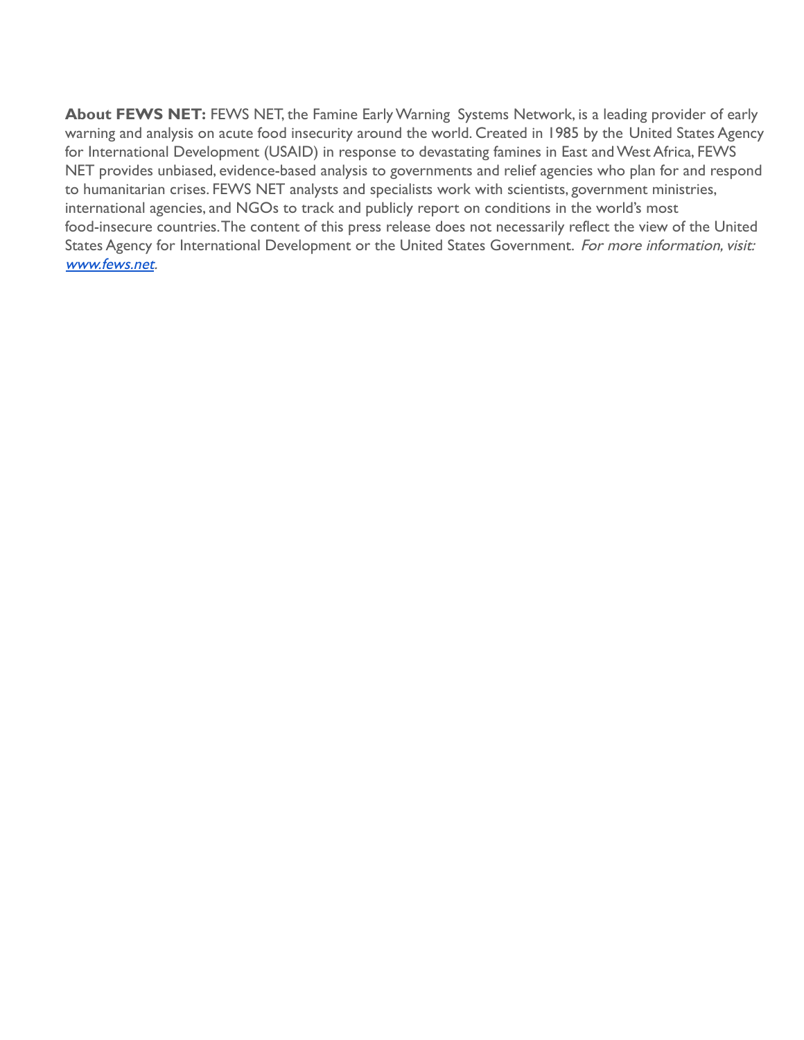**About FEWS NET:** FEWS NET, the Famine Early Warning Systems Network, is a leading provider of early warning and analysis on acute food insecurity around the world. Created in 1985 by the United States Agency for International Development (USAID) in response to devastating famines in East and West Africa, FEWS NET provides unbiased, evidence-based analysis to governments and relief agencies who plan for and respond to humanitarian crises. FEWS NET analysts and specialists work with scientists, government ministries, international agencies, and NGOs to track and publicly report on conditions in the world's most food-insecure countries. The content of this press release does not necessarily reflect the view of the United States Agency for International Development or the United States Government. *For more information, visit: [www.fews.net](http://www.fews.net).*